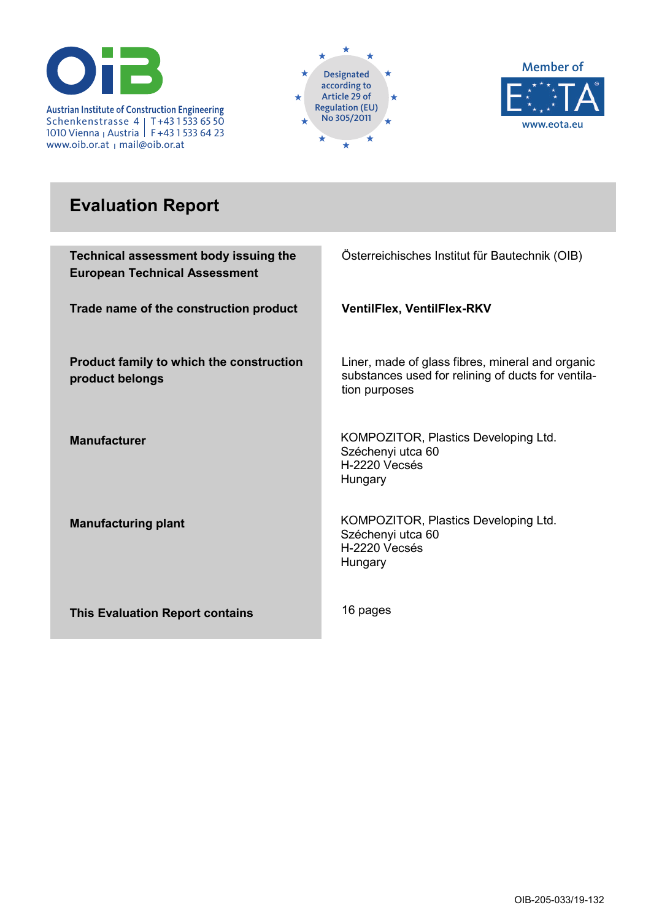Austrian Institute of Construction Engineering
Schenkenstrasse 4 | T+43 1 533 65 50
1010 Vienna | Austria | F+43 1 533 64 23
www.oib.or.at | mail@oib.or.at

Designated according to Article 29 of Regulation (EU) No 305/2011

Member of EOTA
www.eota.eu

# Evaluation Report

| | |
|---|---|
| **Technical assessment body issuing the European Technical Assessment** | Österreichisches Institut für Bautechnik (OIB) |
| **Trade name of the construction product** | **VentilFlex, VentilFlex-RKV** |
| **Product family to which the construction product belongs** | Liner, made of glass fibres, mineral and organic substances used for relining of ducts for ventilation purposes |
| **Manufacturer** | KOMPOZITOR, Plastics Developing Ltd.<br>Széchenyi utca 60<br>H-2220 Vecsés<br>Hungary |
| **Manufacturing plant** | KOMPOZITOR, Plastics Developing Ltd.<br>Széchenyi utca 60<br>H-2220 Vecsés<br>Hungary |
| **This Evaluation Report contains** | 16 pages |

OIB-205-033/19-132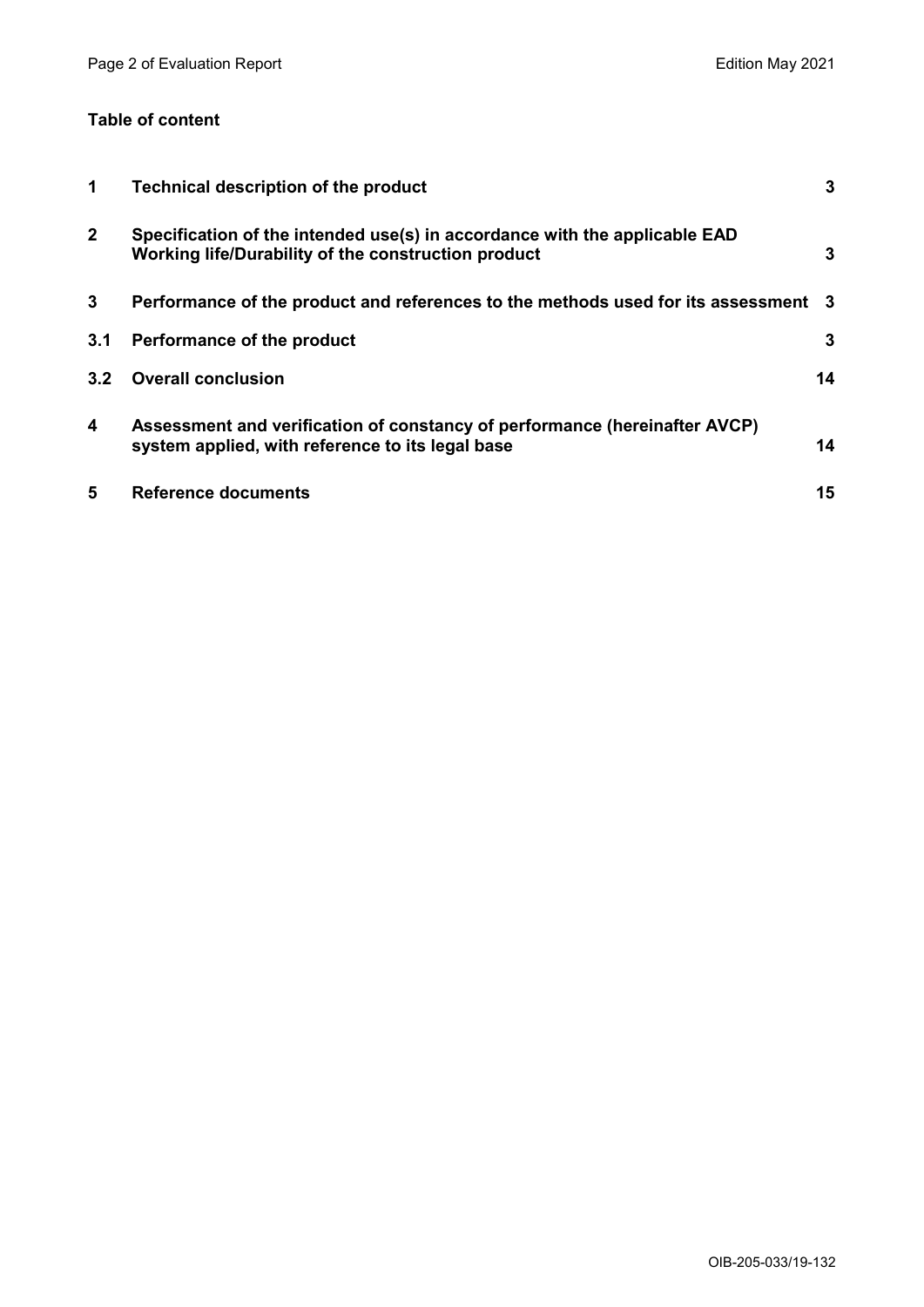**Table of content**

| | | |
|---|---|---|
| **1** | **Technical description of the product** | **3** |
| **2** | **Specification of the intended use(s) in accordance with the applicable EAD Working life/Durability of the construction product** | **3** |
| **3** | **Performance of the product and references to the methods used for its assessment** | **3** |
| **3.1** | **Performance of the product** | **3** |
| **3.2** | **Overall conclusion** | **14** |
| **4** | **Assessment and verification of constancy of performance (hereinafter AVCP) system applied, with reference to its legal base** | **14** |
| **5** | **Reference documents** | **15** |

OIB-205-033/19-132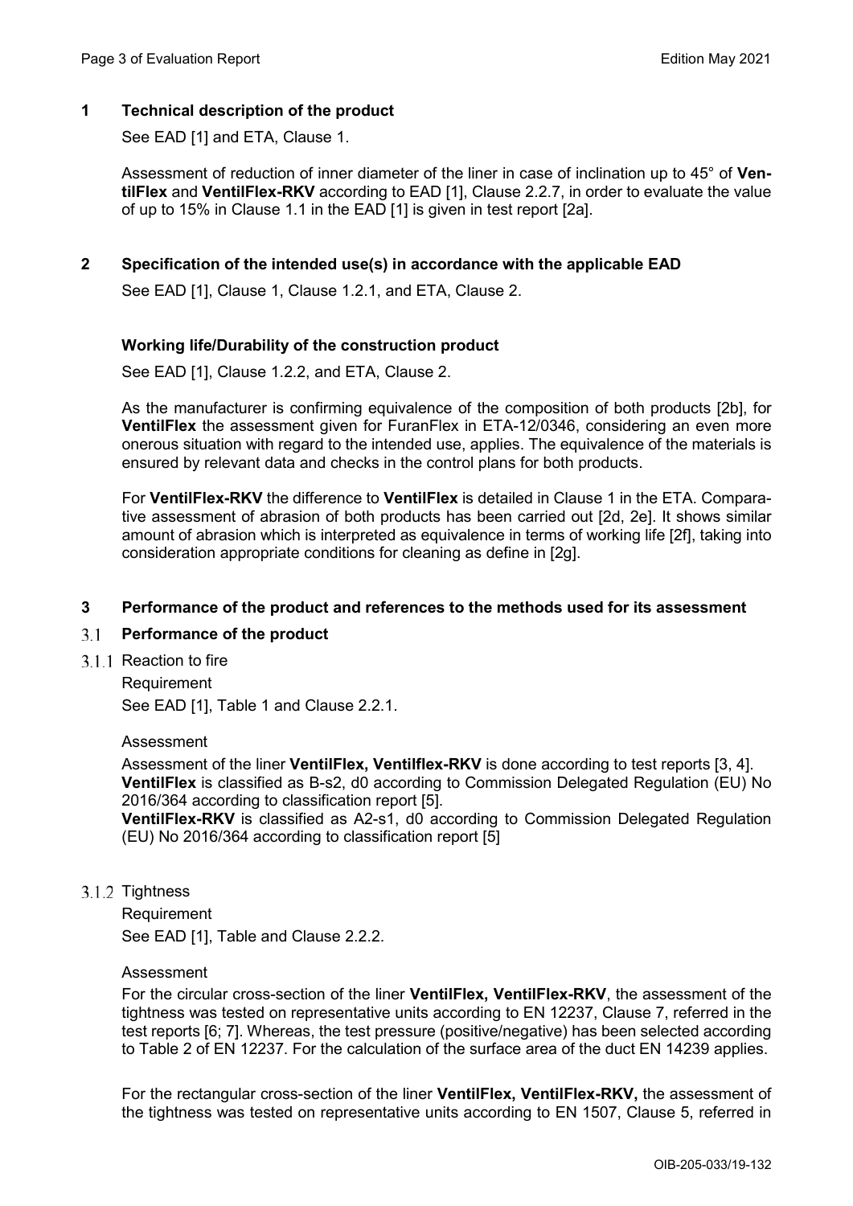## 1 Technical description of the product

See EAD [1] and ETA, Clause 1.

Assessment of reduction of inner diameter of the liner in case of inclination up to 45° of **VentilFlex** and **VentilFlex-RKV** according to EAD [1], Clause 2.2.7, in order to evaluate the value of up to 15% in Clause 1.1 in the EAD [1] is given in test report [2a].

## 2 Specification of the intended use(s) in accordance with the applicable EAD

See EAD [1], Clause 1, Clause 1.2.1, and ETA, Clause 2.

### Working life/Durability of the construction product

See EAD [1], Clause 1.2.2, and ETA, Clause 2.

As the manufacturer is confirming equivalence of the composition of both products [2b], for **VentilFlex** the assessment given for FuranFlex in ETA-12/0346, considering an even more onerous situation with regard to the intended use, applies. The equivalence of the materials is ensured by relevant data and checks in the control plans for both products.

For **VentilFlex-RKV** the difference to **VentilFlex** is detailed in Clause 1 in the ETA. Comparative assessment of abrasion of both products has been carried out [2d, 2e]. It shows similar amount of abrasion which is interpreted as equivalence in terms of working life [2f], taking into consideration appropriate conditions for cleaning as define in [2g].

## 3 Performance of the product and references to the methods used for its assessment

### 3.1 Performance of the product

#### 3.1.1 Reaction to fire

Requirement

See EAD [1], Table 1 and Clause 2.2.1.

Assessment

Assessment of the liner **VentilFlex, Ventilflex-RKV** is done according to test reports [3, 4].
**VentilFlex** is classified as B-s2, d0 according to Commission Delegated Regulation (EU) No 2016/364 according to classification report [5].
**VentilFlex-RKV** is classified as A2-s1, d0 according to Commission Delegated Regulation (EU) No 2016/364 according to classification report [5]

#### 3.1.2 Tightness

Requirement

See EAD [1], Table and Clause 2.2.2.

Assessment

For the circular cross-section of the liner **VentilFlex, VentilFlex-RKV**, the assessment of the tightness was tested on representative units according to EN 12237, Clause 7, referred in the test reports [6; 7]. Whereas, the test pressure (positive/negative) has been selected according to Table 2 of EN 12237. For the calculation of the surface area of the duct EN 14239 applies.

For the rectangular cross-section of the liner **VentilFlex, VentilFlex-RKV,** the assessment of the tightness was tested on representative units according to EN 1507, Clause 5, referred in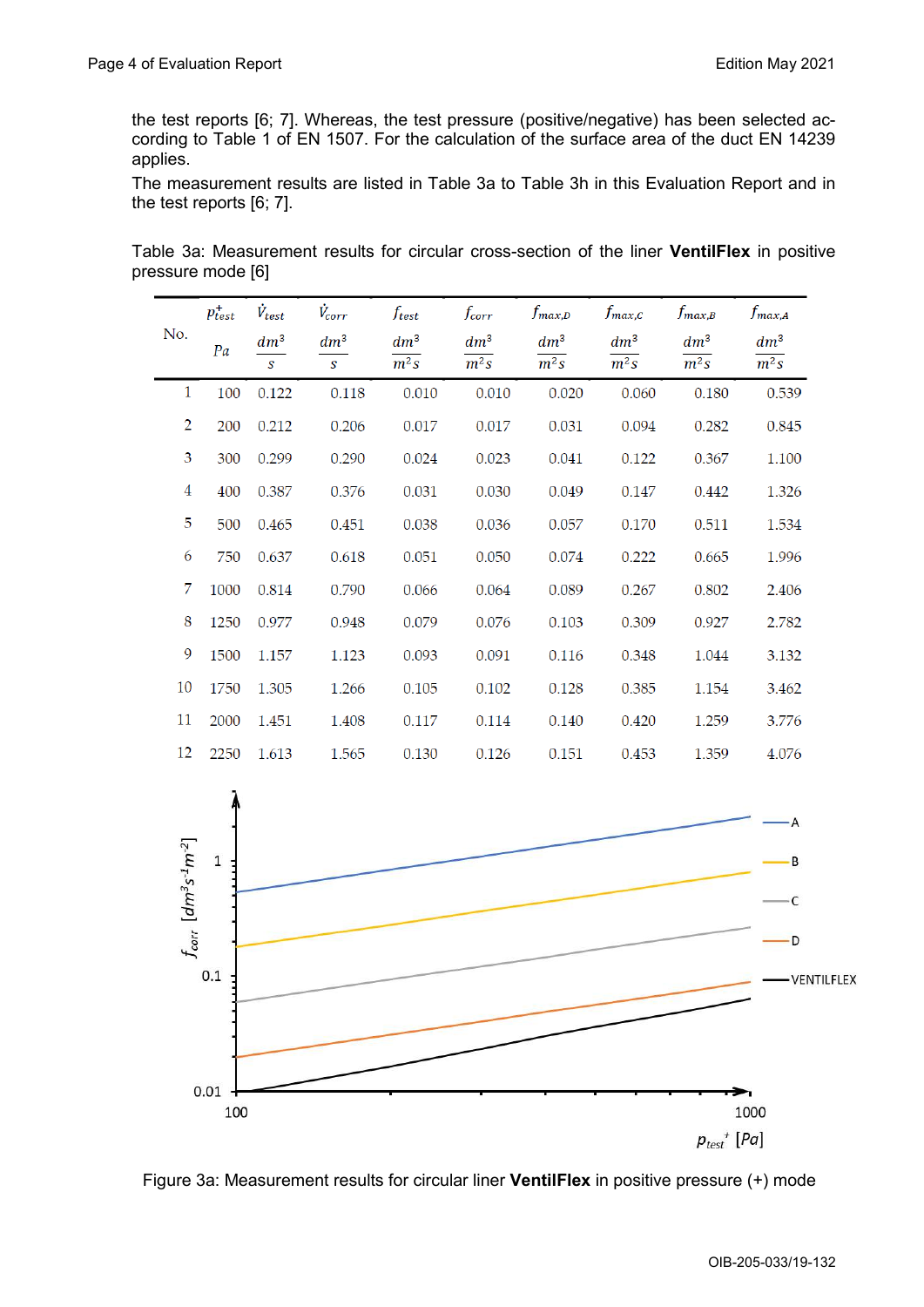the test reports [6; 7]. Whereas, the test pressure (positive/negative) has been selected according to Table 1 of EN 1507. For the calculation of the surface area of the duct EN 14239 applies.

The measurement results are listed in Table 3a to Table 3h in this Evaluation Report and in the test reports [6; 7].

Table 3a: Measurement results for circular cross-section of the liner **VentilFlex** in positive pressure mode [6]

| No. | $p^+_{test}$ $Pa$ | $\dot{V}_{test}$ $\frac{dm^3}{s}$ | $\dot{V}_{corr}$ $\frac{dm^3}{s}$ | $f_{test}$ $\frac{dm^3}{m^2s}$ | $f_{corr}$ $\frac{dm^3}{m^2s}$ | $f_{max,D}$ $\frac{dm^3}{m^2s}$ | $f_{max,C}$ $\frac{dm^3}{m^2s}$ | $f_{max,B}$ $\frac{dm^3}{m^2s}$ | $f_{max,A}$ $\frac{dm^3}{m^2s}$ |
|---|---|---|---|---|---|---|---|---|---|
| 1 | 100 | 0.122 | 0.118 | 0.010 | 0.010 | 0.020 | 0.060 | 0.180 | 0.539 |
| 2 | 200 | 0.212 | 0.206 | 0.017 | 0.017 | 0.031 | 0.094 | 0.282 | 0.845 |
| 3 | 300 | 0.299 | 0.290 | 0.024 | 0.023 | 0.041 | 0.122 | 0.367 | 1.100 |
| 4 | 400 | 0.387 | 0.376 | 0.031 | 0.030 | 0.049 | 0.147 | 0.442 | 1.326 |
| 5 | 500 | 0.465 | 0.451 | 0.038 | 0.036 | 0.057 | 0.170 | 0.511 | 1.534 |
| 6 | 750 | 0.637 | 0.618 | 0.051 | 0.050 | 0.074 | 0.222 | 0.665 | 1.996 |
| 7 | 1000 | 0.814 | 0.790 | 0.066 | 0.064 | 0.089 | 0.267 | 0.802 | 2.406 |
| 8 | 1250 | 0.977 | 0.948 | 0.079 | 0.076 | 0.103 | 0.309 | 0.927 | 2.782 |
| 9 | 1500 | 1.157 | 1.123 | 0.093 | 0.091 | 0.116 | 0.348 | 1.044 | 3.132 |
| 10 | 1750 | 1.305 | 1.266 | 0.105 | 0.102 | 0.128 | 0.385 | 1.154 | 3.462 |
| 11 | 2000 | 1.451 | 1.408 | 0.117 | 0.114 | 0.140 | 0.420 | 1.259 | 3.776 |
| 12 | 2250 | 1.613 | 1.565 | 0.130 | 0.126 | 0.151 | 0.453 | 1.359 | 4.076 |

Figure 3a: Measurement results for circular liner **VentilFlex** in positive pressure (+) mode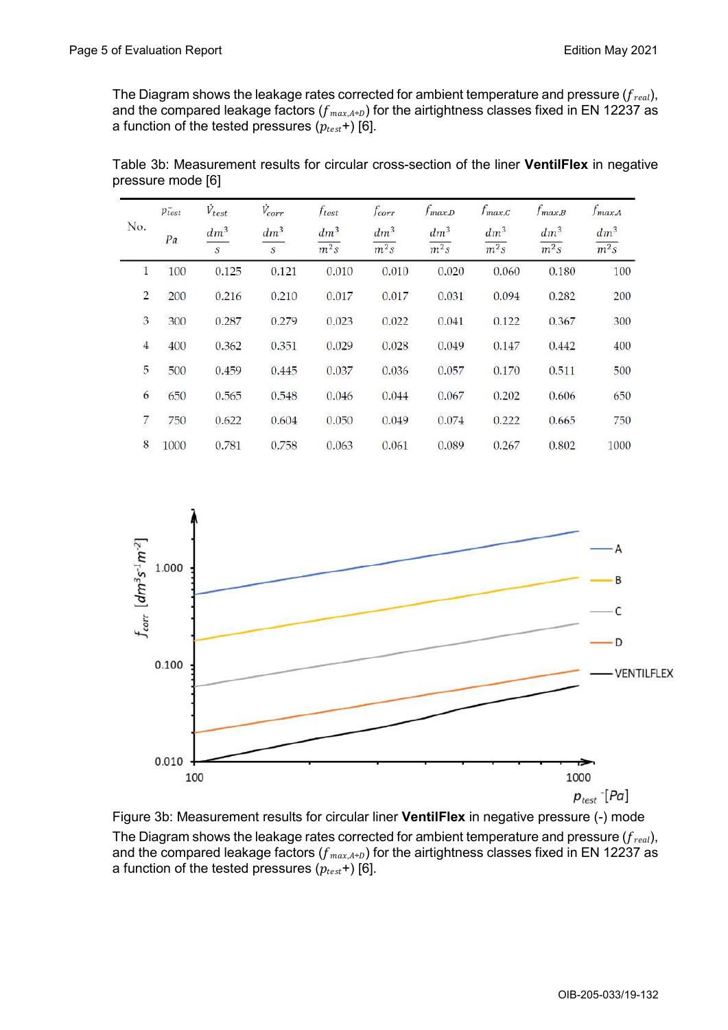The Diagram shows the leakage rates corrected for ambient temperature and pressure ($f_{real}$), and the compared leakage factors ($f_{max,A\div D}$) for the airtightness classes fixed in EN 12237 as a function of the tested pressures ($p_{test}$+) [6].

Table 3b: Measurement results for circular cross-section of the liner **VentilFlex** in negative pressure mode [6]

| No. | $p_{test}^{-}$ $Pa$ | $\dot{V}_{test}$ $\frac{dm^3}{s}$ | $\dot{V}_{corr}$ $\frac{dm^3}{s}$ | $f_{test}$ $\frac{dm^3}{m^2s}$ | $f_{corr}$ $\frac{dm^3}{m^2s}$ | $f_{max,D}$ $\frac{dm^3}{m^2s}$ | $f_{max,C}$ $\frac{dm^3}{m^2s}$ | $f_{max,B}$ $\frac{dm^3}{m^2s}$ | $f_{max,A}$ $\frac{dm^3}{m^2s}$ |
|---|---|---|---|---|---|---|---|---|---|
| 1 | 100 | 0.125 | 0.121 | 0.010 | 0.010 | 0.020 | 0.060 | 0.180 | 100 |
| 2 | 200 | 0.216 | 0.210 | 0.017 | 0.017 | 0.031 | 0.094 | 0.282 | 200 |
| 3 | 300 | 0.287 | 0.279 | 0.023 | 0.022 | 0.041 | 0.122 | 0.367 | 300 |
| 4 | 400 | 0.362 | 0.351 | 0.029 | 0.028 | 0.049 | 0.147 | 0.442 | 400 |
| 5 | 500 | 0.459 | 0.445 | 0.037 | 0.036 | 0.057 | 0.170 | 0.511 | 500 |
| 6 | 650 | 0.565 | 0.548 | 0.046 | 0.044 | 0.067 | 0.202 | 0.606 | 650 |
| 7 | 750 | 0.622 | 0.604 | 0.050 | 0.049 | 0.074 | 0.222 | 0.665 | 750 |
| 8 | 1000 | 0.781 | 0.758 | 0.063 | 0.061 | 0.089 | 0.267 | 0.802 | 1000 |

Figure 3b: Measurement results for circular liner **VentilFlex** in negative pressure (-) mode

The Diagram shows the leakage rates corrected for ambient temperature and pressure ($f_{real}$), and the compared leakage factors ($f_{max,A\div D}$) for the airtightness classes fixed in EN 12237 as a function of the tested pressures ($p_{test}$+) [6].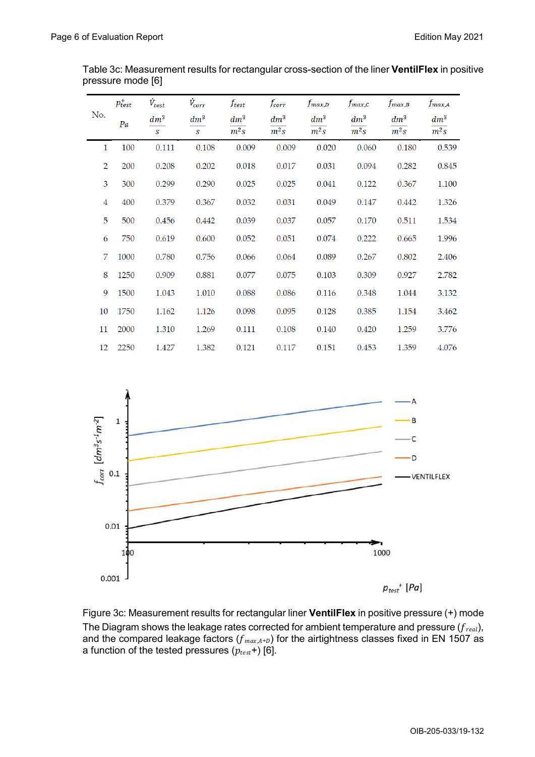Table 3c: Measurement results for rectangular cross-section of the liner **VentilFlex** in positive pressure mode [6]

| No. | $p^+_{test}$ $Pa$ | $\dot{V}_{test}$ $\frac{dm^3}{s}$ | $\dot{V}_{corr}$ $\frac{dm^3}{s}$ | $f_{test}$ $\frac{dm^3}{m^2s}$ | $f_{corr}$ $\frac{dm^3}{m^2s}$ | $f_{max,D}$ $\frac{dm^3}{m^2s}$ | $f_{max,C}$ $\frac{dm^3}{m^2s}$ | $f_{max,B}$ $\frac{dm^3}{m^2s}$ | $f_{max,A}$ $\frac{dm^3}{m^2s}$ |
|---|---|---|---|---|---|---|---|---|---|
| 1 | 100 | 0.111 | 0.108 | 0.009 | 0.009 | 0.020 | 0.060 | 0.180 | 0.539 |
| 2 | 200 | 0.208 | 0.202 | 0.018 | 0.017 | 0.031 | 0.094 | 0.282 | 0.845 |
| 3 | 300 | 0.299 | 0.290 | 0.025 | 0.025 | 0.041 | 0.122 | 0.367 | 1.100 |
| 4 | 400 | 0.379 | 0.367 | 0.032 | 0.031 | 0.049 | 0.147 | 0.442 | 1.326 |
| 5 | 500 | 0.456 | 0.442 | 0.039 | 0.037 | 0.057 | 0.170 | 0.511 | 1.534 |
| 6 | 750 | 0.619 | 0.600 | 0.052 | 0.051 | 0.074 | 0.222 | 0.665 | 1.996 |
| 7 | 1000 | 0.780 | 0.756 | 0.066 | 0.064 | 0.089 | 0.267 | 0.802 | 2.406 |
| 8 | 1250 | 0.909 | 0.881 | 0.077 | 0.075 | 0.103 | 0.309 | 0.927 | 2.782 |
| 9 | 1500 | 1.043 | 1.010 | 0.088 | 0.086 | 0.116 | 0.348 | 1.044 | 3.132 |
| 10 | 1750 | 1.162 | 1.126 | 0.098 | 0.095 | 0.128 | 0.385 | 1.154 | 3.462 |
| 11 | 2000 | 1.310 | 1.269 | 0.111 | 0.108 | 0.140 | 0.420 | 1.259 | 3.776 |
| 12 | 2250 | 1.427 | 1.382 | 0.121 | 0.117 | 0.151 | 0.453 | 1.359 | 4.076 |

Figure 3c: Measurement results for rectangular liner **VentilFlex** in positive pressure (+) mode
The Diagram shows the leakage rates corrected for ambient temperature and pressure ($f_{real}$), and the compared leakage factors ($f_{max,A\div D}$) for the airtightness classes fixed in EN 1507 as a function of the tested pressures ($p_{test}$+) [6].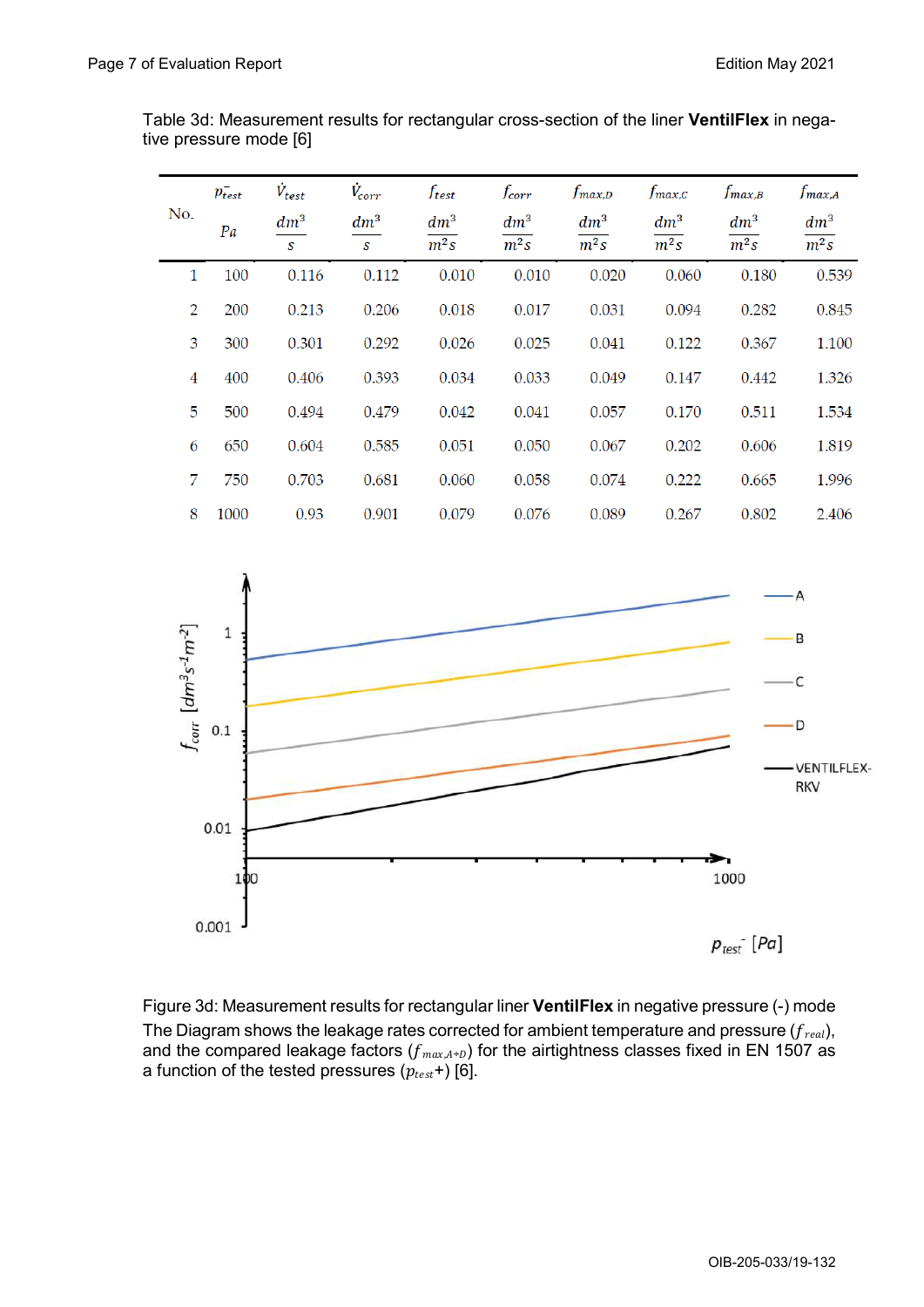Table 3d: Measurement results for rectangular cross-section of the liner **VentilFlex** in negative pressure mode [6]

| No. | $p^-_{test}$ $Pa$ | $\dot{V}_{test}$ $\frac{dm^3}{s}$ | $\dot{V}_{corr}$ $\frac{dm^3}{s}$ | $f_{test}$ $\frac{dm^3}{m^2 s}$ | $f_{corr}$ $\frac{dm^3}{m^2 s}$ | $f_{max,D}$ $\frac{dm^3}{m^2 s}$ | $f_{max,C}$ $\frac{dm^3}{m^2 s}$ | $f_{max,B}$ $\frac{dm^3}{m^2 s}$ | $f_{max,A}$ $\frac{dm^3}{m^2 s}$ |
|---|---|---|---|---|---|---|---|---|---|
| 1 | 100 | 0.116 | 0.112 | 0.010 | 0.010 | 0.020 | 0.060 | 0.180 | 0.539 |
| 2 | 200 | 0.213 | 0.206 | 0.018 | 0.017 | 0.031 | 0.094 | 0.282 | 0.845 |
| 3 | 300 | 0.301 | 0.292 | 0.026 | 0.025 | 0.041 | 0.122 | 0.367 | 1.100 |
| 4 | 400 | 0.406 | 0.393 | 0.034 | 0.033 | 0.049 | 0.147 | 0.442 | 1.326 |
| 5 | 500 | 0.494 | 0.479 | 0.042 | 0.041 | 0.057 | 0.170 | 0.511 | 1.534 |
| 6 | 650 | 0.604 | 0.585 | 0.051 | 0.050 | 0.067 | 0.202 | 0.606 | 1.819 |
| 7 | 750 | 0.703 | 0.681 | 0.060 | 0.058 | 0.074 | 0.222 | 0.665 | 1.996 |
| 8 | 1000 | 0.93 | 0.901 | 0.079 | 0.076 | 0.089 | 0.267 | 0.802 | 2.406 |

Figure 3d: Measurement results for rectangular liner **VentilFlex** in negative pressure (-) mode
The Diagram shows the leakage rates corrected for ambient temperature and pressure ($f_{real}$), and the compared leakage factors ($f_{max,A \div D}$) for the airtightness classes fixed in EN 1507 as a function of the tested pressures ($p_{test}$+) [6].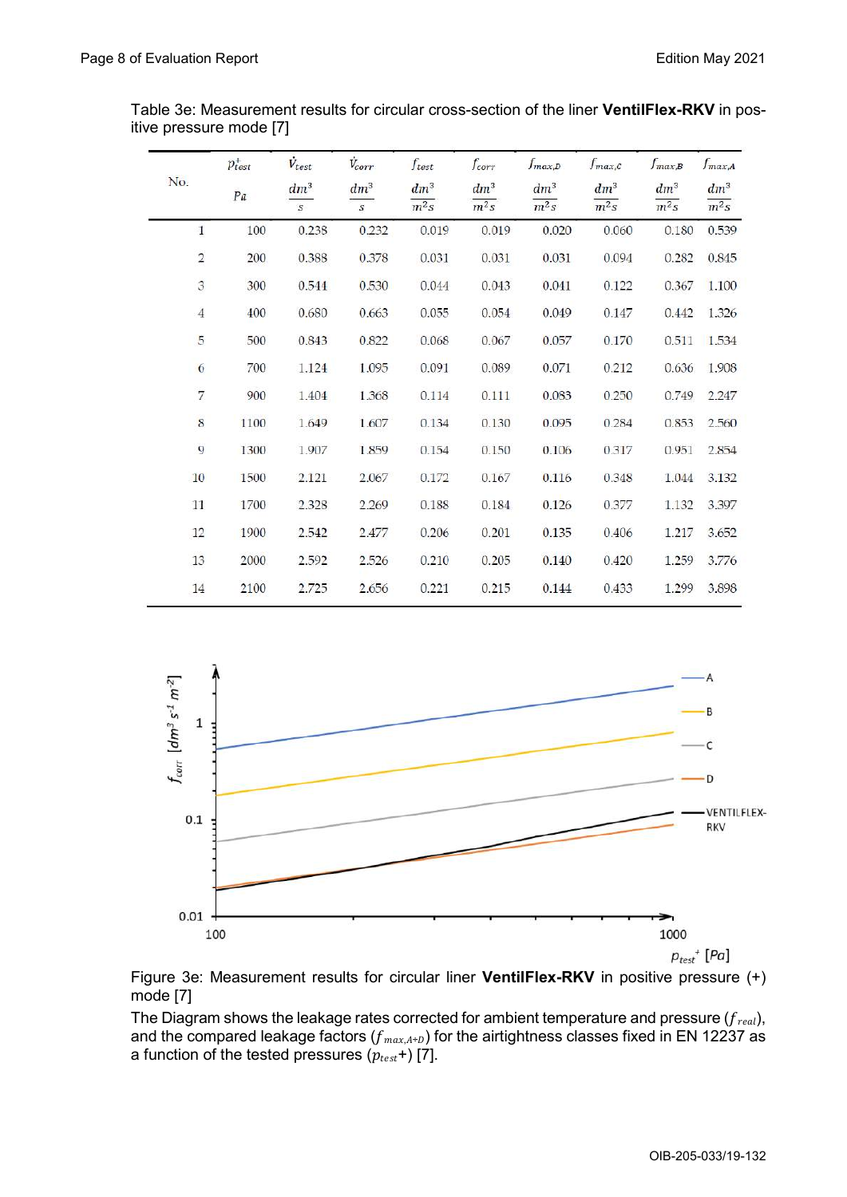Table 3e: Measurement results for circular cross-section of the liner **VentilFlex-RKV** in positive pressure mode [7]

| No. | $p_{test}^{+}$ | $\dot{V}_{test}$ | $\dot{V}_{corr}$ | $f_{test}$ | $f_{corr}$ | $f_{max,D}$ | $f_{max,C}$ | $f_{max,B}$ | $f_{max,A}$ |
|---|---|---|---|---|---|---|---|---|---|
| | $Pa$ | $\frac{dm^3}{s}$ | $\frac{dm^3}{s}$ | $\frac{dm^3}{m^2 s}$ | $\frac{dm^3}{m^2 s}$ | $\frac{dm^3}{m^2 s}$ | $\frac{dm^3}{m^2 s}$ | $\frac{dm^3}{m^2 s}$ | $\frac{dm^3}{m^2 s}$ |
| 1 | 100 | 0.238 | 0.232 | 0.019 | 0.019 | 0.020 | 0.060 | 0.180 | 0.539 |
| 2 | 200 | 0.388 | 0.378 | 0.031 | 0.031 | 0.031 | 0.094 | 0.282 | 0.845 |
| 3 | 300 | 0.544 | 0.530 | 0.044 | 0.043 | 0.041 | 0.122 | 0.367 | 1.100 |
| 4 | 400 | 0.680 | 0.663 | 0.055 | 0.054 | 0.049 | 0.147 | 0.442 | 1.326 |
| 5 | 500 | 0.843 | 0.822 | 0.068 | 0.067 | 0.057 | 0.170 | 0.511 | 1.534 |
| 6 | 700 | 1.124 | 1.095 | 0.091 | 0.089 | 0.071 | 0.212 | 0.636 | 1.908 |
| 7 | 900 | 1.404 | 1.368 | 0.114 | 0.111 | 0.083 | 0.250 | 0.749 | 2.247 |
| 8 | 1100 | 1.649 | 1.607 | 0.134 | 0.130 | 0.095 | 0.284 | 0.853 | 2.560 |
| 9 | 1300 | 1.907 | 1.859 | 0.154 | 0.150 | 0.106 | 0.317 | 0.951 | 2.854 |
| 10 | 1500 | 2.121 | 2.067 | 0.172 | 0.167 | 0.116 | 0.348 | 1.044 | 3.132 |
| 11 | 1700 | 2.328 | 2.269 | 0.188 | 0.184 | 0.126 | 0.377 | 1.132 | 3.397 |
| 12 | 1900 | 2.542 | 2.477 | 0.206 | 0.201 | 0.135 | 0.406 | 1.217 | 3.652 |
| 13 | 2000 | 2.592 | 2.526 | 0.210 | 0.205 | 0.140 | 0.420 | 1.259 | 3.776 |
| 14 | 2100 | 2.725 | 2.656 | 0.221 | 0.215 | 0.144 | 0.433 | 1.299 | 3.898 |

Figure 3e: Measurement results for circular liner **VentilFlex-RKV** in positive pressure (+) mode [7]

The Diagram shows the leakage rates corrected for ambient temperature and pressure ($f_{real}$), and the compared leakage factors ($f_{max,A\div D}$) for the airtightness classes fixed in EN 12237 as a function of the tested pressures ($p_{test}$+) [7].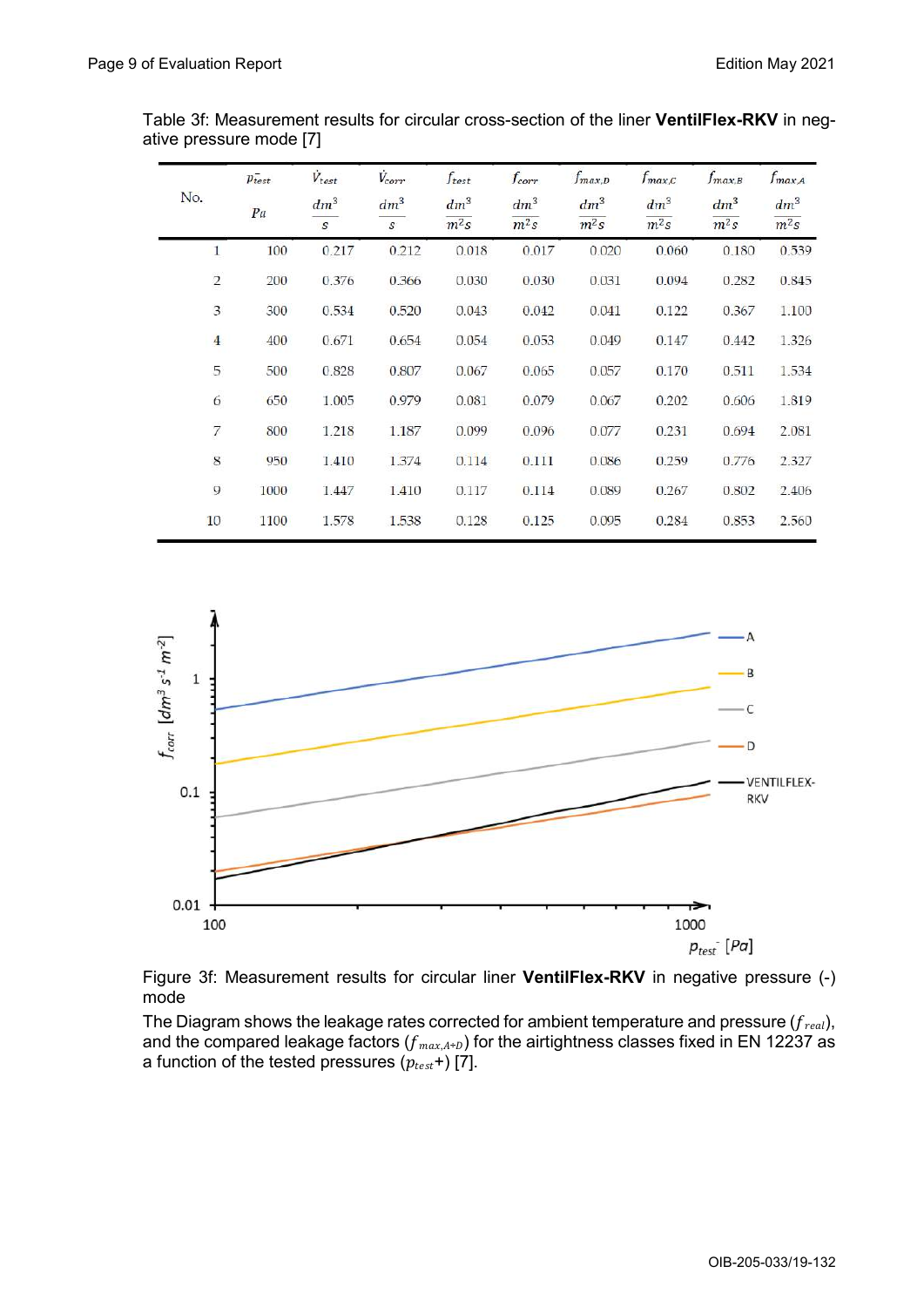Table 3f: Measurement results for circular cross-section of the liner **VentilFlex-RKV** in negative pressure mode [7]

| No. | $p_{test}^{-}$ $Pa$ | $\dot{V}_{test}$ $\frac{dm^3}{s}$ | $\dot{V}_{corr}$ $\frac{dm^3}{s}$ | $f_{test}$ $\frac{dm^3}{m^2s}$ | $f_{corr}$ $\frac{dm^3}{m^2s}$ | $f_{max,D}$ $\frac{dm^3}{m^2s}$ | $f_{max,C}$ $\frac{dm^3}{m^2s}$ | $f_{max,B}$ $\frac{dm^3}{m^2s}$ | $f_{max,A}$ $\frac{dm^3}{m^2s}$ |
|---|---|---|---|---|---|---|---|---|---|
| 1 | 100 | 0.217 | 0.212 | 0.018 | 0.017 | 0.020 | 0.060 | 0.180 | 0.539 |
| 2 | 200 | 0.376 | 0.366 | 0.030 | 0.030 | 0.031 | 0.094 | 0.282 | 0.845 |
| 3 | 300 | 0.534 | 0.520 | 0.043 | 0.042 | 0.041 | 0.122 | 0.367 | 1.100 |
| 4 | 400 | 0.671 | 0.654 | 0.054 | 0.053 | 0.049 | 0.147 | 0.442 | 1.326 |
| 5 | 500 | 0.828 | 0.807 | 0.067 | 0.065 | 0.057 | 0.170 | 0.511 | 1.534 |
| 6 | 650 | 1.005 | 0.979 | 0.081 | 0.079 | 0.067 | 0.202 | 0.606 | 1.819 |
| 7 | 800 | 1.218 | 1.187 | 0.099 | 0.096 | 0.077 | 0.231 | 0.694 | 2.081 |
| 8 | 950 | 1.410 | 1.374 | 0.114 | 0.111 | 0.086 | 0.259 | 0.776 | 2.327 |
| 9 | 1000 | 1.447 | 1.410 | 0.117 | 0.114 | 0.089 | 0.267 | 0.802 | 2.406 |
| 10 | 1100 | 1.578 | 1.538 | 0.128 | 0.125 | 0.095 | 0.284 | 0.853 | 2.560 |

Figure 3f: Measurement results for circular liner **VentilFlex-RKV** in negative pressure (-) mode

The Diagram shows the leakage rates corrected for ambient temperature and pressure ($f_{real}$), and the compared leakage factors ($f_{max,A÷D}$) for the airtightness classes fixed in EN 12237 as a function of the tested pressures ($p_{test}$+) [7].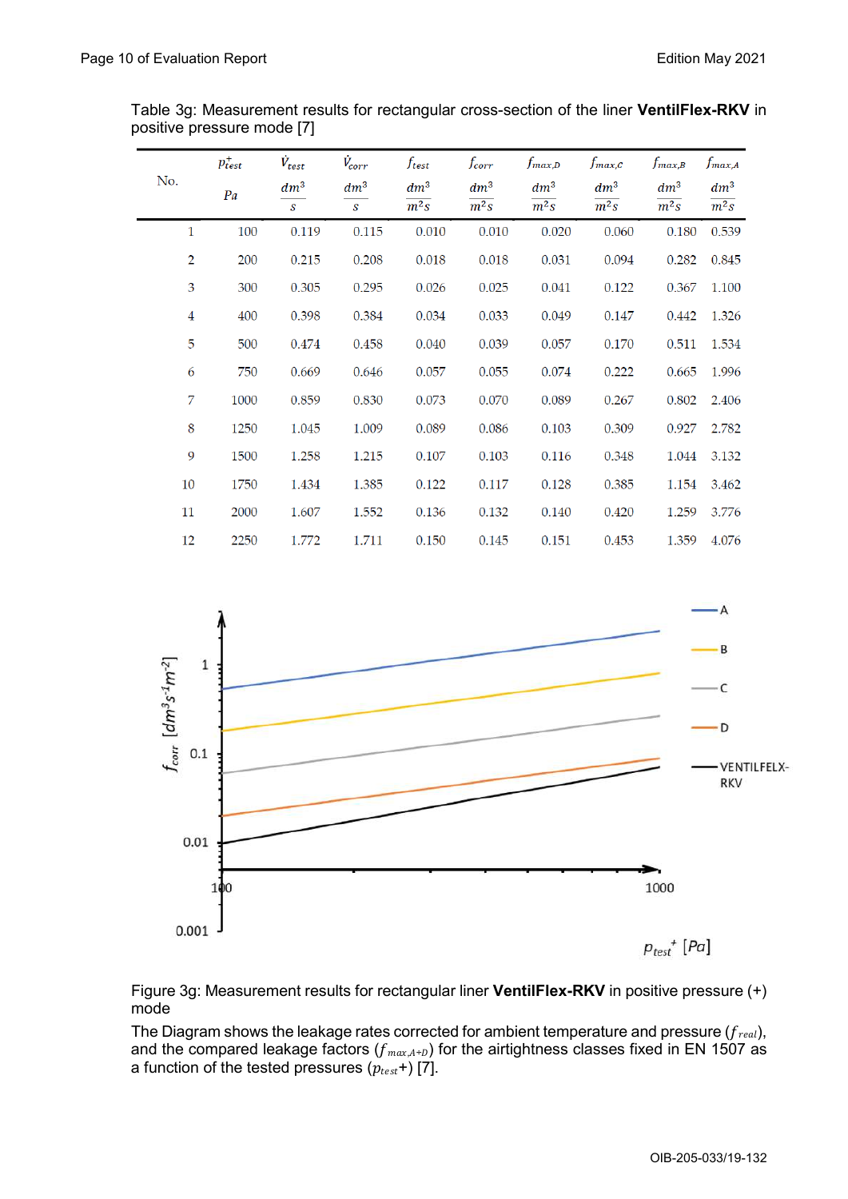Table 3g: Measurement results for rectangular cross-section of the liner **VentilFlex-RKV** in positive pressure mode [7]

| No. | $p_{test}^{+}$ $Pa$ | $\dot{V}_{test}$ $\frac{dm^3}{s}$ | $\dot{V}_{corr}$ $\frac{dm^3}{s}$ | $f_{test}$ $\frac{dm^3}{m^2s}$ | $f_{corr}$ $\frac{dm^3}{m^2s}$ | $f_{max,D}$ $\frac{dm^3}{m^2s}$ | $f_{max,C}$ $\frac{dm^3}{m^2s}$ | $f_{max,B}$ $\frac{dm^3}{m^2s}$ | $f_{max,A}$ $\frac{dm^3}{m^2s}$ |
|---|---|---|---|---|---|---|---|---|---|
| 1 | 100 | 0.119 | 0.115 | 0.010 | 0.010 | 0.020 | 0.060 | 0.180 | 0.539 |
| 2 | 200 | 0.215 | 0.208 | 0.018 | 0.018 | 0.031 | 0.094 | 0.282 | 0.845 |
| 3 | 300 | 0.305 | 0.295 | 0.026 | 0.025 | 0.041 | 0.122 | 0.367 | 1.100 |
| 4 | 400 | 0.398 | 0.384 | 0.034 | 0.033 | 0.049 | 0.147 | 0.442 | 1.326 |
| 5 | 500 | 0.474 | 0.458 | 0.040 | 0.039 | 0.057 | 0.170 | 0.511 | 1.534 |
| 6 | 750 | 0.669 | 0.646 | 0.057 | 0.055 | 0.074 | 0.222 | 0.665 | 1.996 |
| 7 | 1000 | 0.859 | 0.830 | 0.073 | 0.070 | 0.089 | 0.267 | 0.802 | 2.406 |
| 8 | 1250 | 1.045 | 1.009 | 0.089 | 0.086 | 0.103 | 0.309 | 0.927 | 2.782 |
| 9 | 1500 | 1.258 | 1.215 | 0.107 | 0.103 | 0.116 | 0.348 | 1.044 | 3.132 |
| 10 | 1750 | 1.434 | 1.385 | 0.122 | 0.117 | 0.128 | 0.385 | 1.154 | 3.462 |
| 11 | 2000 | 1.607 | 1.552 | 0.136 | 0.132 | 0.140 | 0.420 | 1.259 | 3.776 |
| 12 | 2250 | 1.772 | 1.711 | 0.150 | 0.145 | 0.151 | 0.453 | 1.359 | 4.076 |

Figure 3g: Measurement results for rectangular liner **VentilFlex-RKV** in positive pressure (+) mode

The Diagram shows the leakage rates corrected for ambient temperature and pressure ($f_{real}$), and the compared leakage factors ($f_{max,A+D}$) for the airtightness classes fixed in EN 1507 as a function of the tested pressures ($p_{test}+$) [7].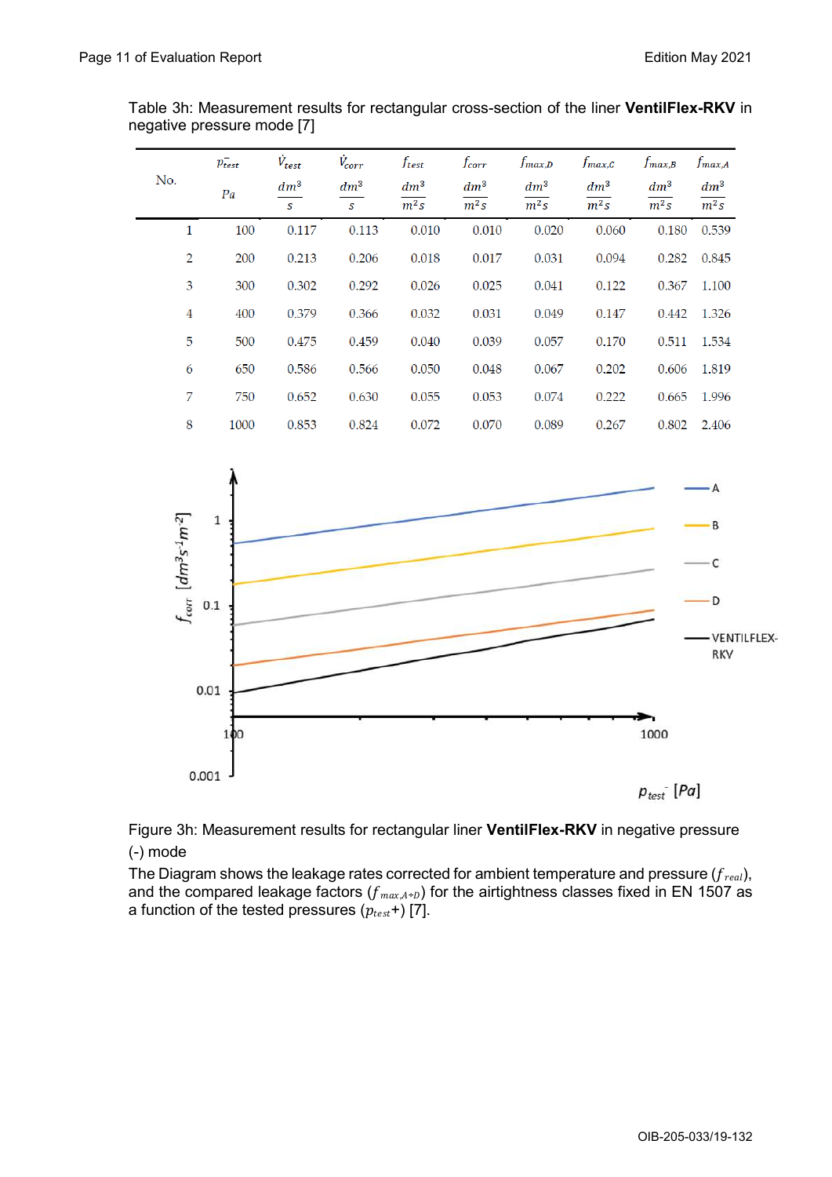Table 3h: Measurement results for rectangular cross-section of the liner **VentilFlex-RKV** in negative pressure mode [7]

| No. | $p_{test}^{-}$ $Pa$ | $\dot{V}_{test}$ $\frac{dm^3}{s}$ | $\dot{V}_{corr}$ $\frac{dm^3}{s}$ | $f_{test}$ $\frac{dm^3}{m^2 s}$ | $f_{corr}$ $\frac{dm^3}{m^2 s}$ | $f_{max,D}$ $\frac{dm^3}{m^2 s}$ | $f_{max,C}$ $\frac{dm^3}{m^2 s}$ | $f_{max,B}$ $\frac{dm^3}{m^2 s}$ | $f_{max,A}$ $\frac{dm^3}{m^2 s}$ |
|---|---|---|---|---|---|---|---|---|---|
| 1 | 100 | 0.117 | 0.113 | 0.010 | 0.010 | 0.020 | 0.060 | 0.180 | 0.539 |
| 2 | 200 | 0.213 | 0.206 | 0.018 | 0.017 | 0.031 | 0.094 | 0.282 | 0.845 |
| 3 | 300 | 0.302 | 0.292 | 0.026 | 0.025 | 0.041 | 0.122 | 0.367 | 1.100 |
| 4 | 400 | 0.379 | 0.366 | 0.032 | 0.031 | 0.049 | 0.147 | 0.442 | 1.326 |
| 5 | 500 | 0.475 | 0.459 | 0.040 | 0.039 | 0.057 | 0.170 | 0.511 | 1.534 |
| 6 | 650 | 0.586 | 0.566 | 0.050 | 0.048 | 0.067 | 0.202 | 0.606 | 1.819 |
| 7 | 750 | 0.652 | 0.630 | 0.055 | 0.053 | 0.074 | 0.222 | 0.665 | 1.996 |
| 8 | 1000 | 0.853 | 0.824 | 0.072 | 0.070 | 0.089 | 0.267 | 0.802 | 2.406 |

Figure 3h: Measurement results for rectangular liner **VentilFlex-RKV** in negative pressure (-) mode

The Diagram shows the leakage rates corrected for ambient temperature and pressure ($f_{real}$), and the compared leakage factors ($f_{max,A \div D}$) for the airtightness classes fixed in EN 1507 as a function of the tested pressures ($p_{test}+$) [7].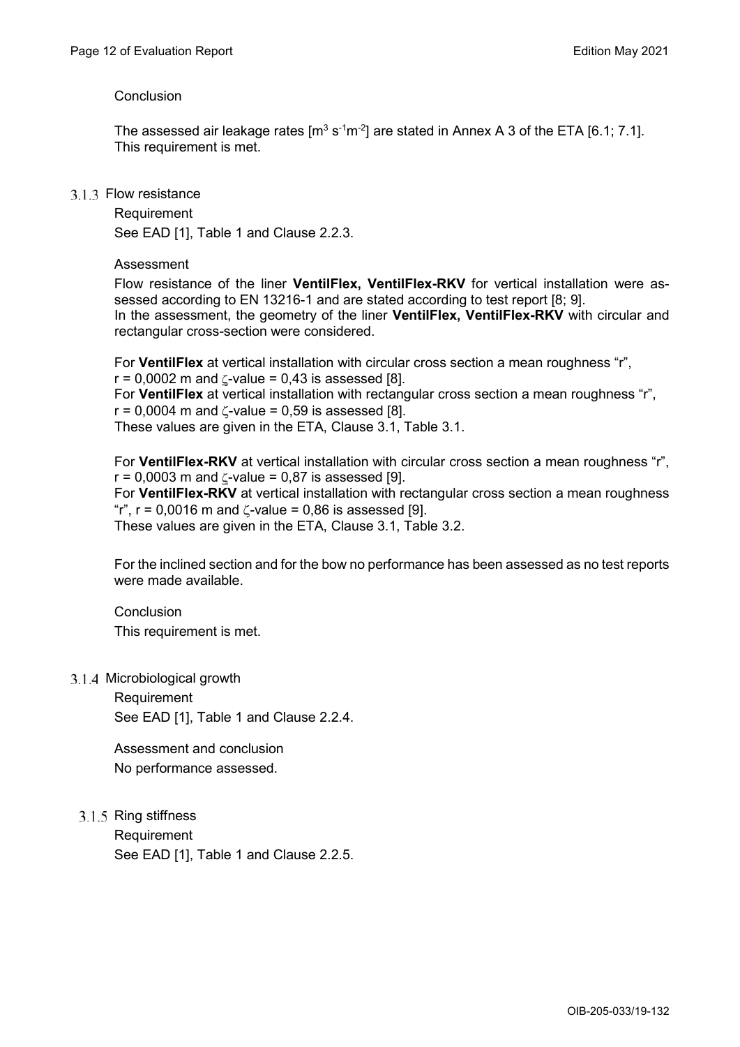Conclusion

The assessed air leakage rates [$m^3 s^{-1}m^{-2}$] are stated in Annex A 3 of the ETA [6.1; 7.1]. This requirement is met.

### 3.1.3 Flow resistance

Requirement

See EAD [1], Table 1 and Clause 2.2.3.

Assessment

Flow resistance of the liner **VentilFlex, VentilFlex-RKV** for vertical installation were assessed according to EN 13216-1 and are stated according to test report [8; 9].
In the assessment, the geometry of the liner **VentilFlex, VentilFlex-RKV** with circular and rectangular cross-section were considered.

For **VentilFlex** at vertical installation with circular cross section a mean roughness "r", $r = 0{,}0002$ m and $\zeta$-value = 0,43 is assessed [8].
For **VentilFlex** at vertical installation with rectangular cross section a mean roughness "r", $r = 0{,}0004$ m and $\zeta$-value = 0,59 is assessed [8].
These values are given in the ETA, Clause 3.1, Table 3.1.

For **VentilFlex-RKV** at vertical installation with circular cross section a mean roughness "r", $r = 0{,}0003$ m and $\zeta$-value = 0,87 is assessed [9].
For **VentilFlex-RKV** at vertical installation with rectangular cross section a mean roughness "r", $r = 0{,}0016$ m and $\zeta$-value = 0,86 is assessed [9].
These values are given in the ETA, Clause 3.1, Table 3.2.

For the inclined section and for the bow no performance has been assessed as no test reports were made available.

Conclusion

This requirement is met.

### 3.1.4 Microbiological growth

Requirement

See EAD [1], Table 1 and Clause 2.2.4.

Assessment and conclusion

No performance assessed.

### 3.1.5 Ring stiffness

Requirement

See EAD [1], Table 1 and Clause 2.2.5.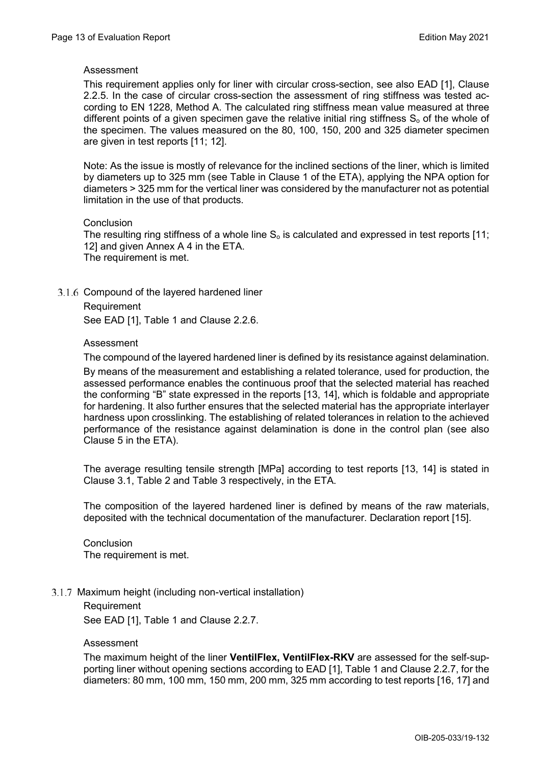Assessment

This requirement applies only for liner with circular cross-section, see also EAD [1], Clause 2.2.5. In the case of circular cross-section the assessment of ring stiffness was tested according to EN 1228, Method A. The calculated ring stiffness mean value measured at three different points of a given specimen gave the relative initial ring stiffness $S_o$ of the whole of the specimen. The values measured on the 80, 100, 150, 200 and 325 diameter specimen are given in test reports [11; 12].

Note: As the issue is mostly of relevance for the inclined sections of the liner, which is limited by diameters up to 325 mm (see Table in Clause 1 of the ETA), applying the NPA option for diameters > 325 mm for the vertical liner was considered by the manufacturer not as potential limitation in the use of that products.

Conclusion
The resulting ring stiffness of a whole line $S_o$ is calculated and expressed in test reports [11; 12] and given Annex A 4 in the ETA.
The requirement is met.

### 3.1.6 Compound of the layered hardened liner

Requirement

See EAD [1], Table 1 and Clause 2.2.6.

Assessment

The compound of the layered hardened liner is defined by its resistance against delamination.

By means of the measurement and establishing a related tolerance, used for production, the assessed performance enables the continuous proof that the selected material has reached the conforming "B" state expressed in the reports [13, 14], which is foldable and appropriate for hardening. It also further ensures that the selected material has the appropriate interlayer hardness upon crosslinking. The establishing of related tolerances in relation to the achieved performance of the resistance against delamination is done in the control plan (see also Clause 5 in the ETA).

The average resulting tensile strength [MPa] according to test reports [13, 14] is stated in Clause 3.1, Table 2 and Table 3 respectively, in the ETA.

The composition of the layered hardened liner is defined by means of the raw materials, deposited with the technical documentation of the manufacturer. Declaration report [15].

Conclusion
The requirement is met.

### 3.1.7 Maximum height (including non-vertical installation)

Requirement

See EAD [1], Table 1 and Clause 2.2.7.

Assessment

The maximum height of the liner **VentilFlex, VentilFlex-RKV** are assessed for the self-supporting liner without opening sections according to EAD [1], Table 1 and Clause 2.2.7, for the diameters: 80 mm, 100 mm, 150 mm, 200 mm, 325 mm according to test reports [16, 17] and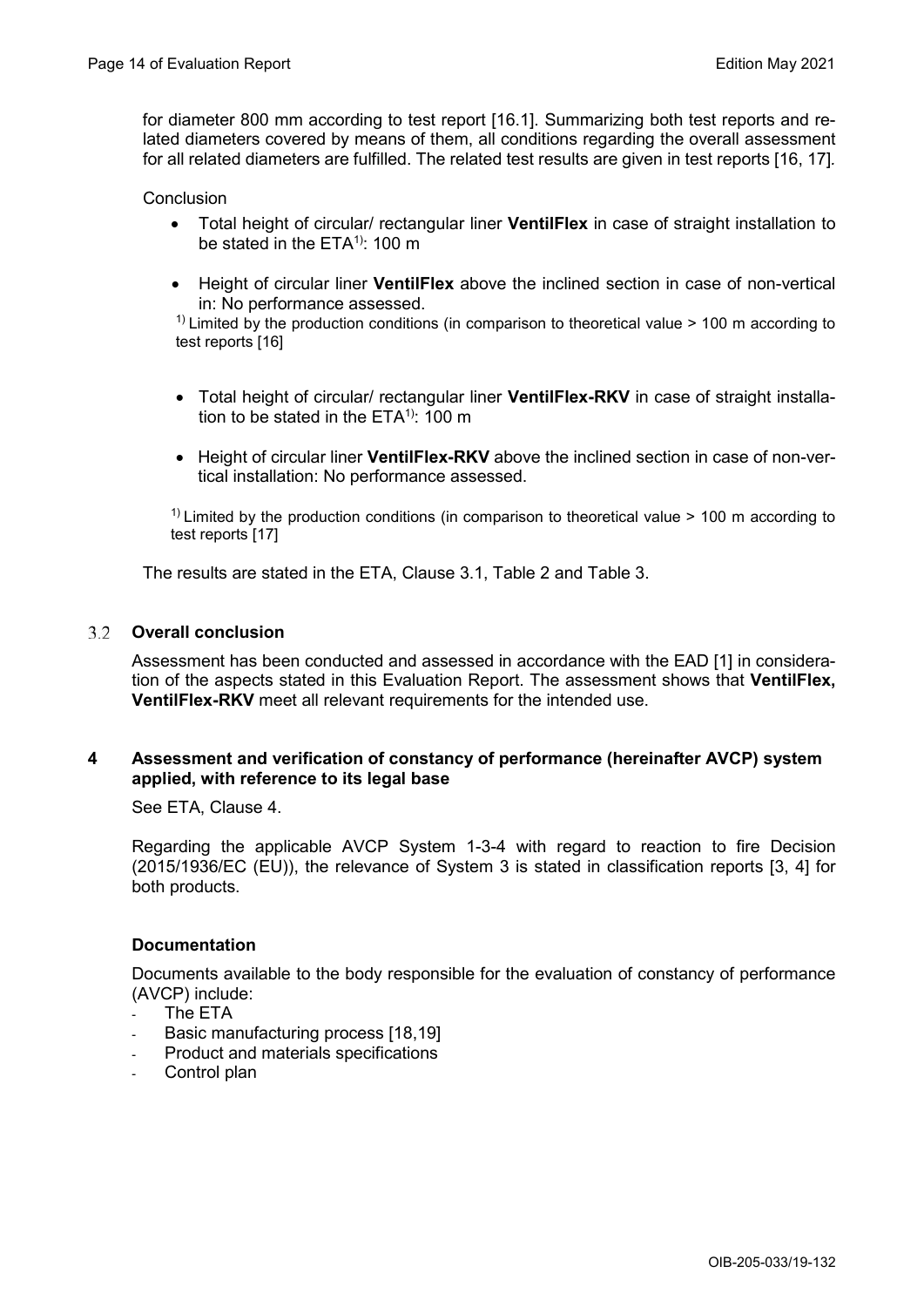for diameter 800 mm according to test report [16.1]. Summarizing both test reports and related diameters covered by means of them, all conditions regarding the overall assessment for all related diameters are fulfilled. The related test results are given in test reports [16, 17].

Conclusion

- Total height of circular/ rectangular liner **VentilFlex** in case of straight installation to be stated in the ETA[1)]: 100 m
- Height of circular liner **VentilFlex** above the inclined section in case of non-vertical in: No performance assessed.

[1)] Limited by the production conditions (in comparison to theoretical value > 100 m according to test reports [16]

- Total height of circular/ rectangular liner **VentilFlex-RKV** in case of straight installation to be stated in the ETA[1)]: 100 m
- Height of circular liner **VentilFlex-RKV** above the inclined section in case of non-vertical installation: No performance assessed.

[1)] Limited by the production conditions (in comparison to theoretical value > 100 m according to test reports [17]

The results are stated in the ETA, Clause 3.1, Table 2 and Table 3.

### 3.2 Overall conclusion

Assessment has been conducted and assessed in accordance with the EAD [1] in consideration of the aspects stated in this Evaluation Report. The assessment shows that **VentilFlex, VentilFlex-RKV** meet all relevant requirements for the intended use.

## 4 Assessment and verification of constancy of performance (hereinafter AVCP) system applied, with reference to its legal base

See ETA, Clause 4.

Regarding the applicable AVCP System 1-3-4 with regard to reaction to fire Decision (2015/1936/EC (EU)), the relevance of System 3 is stated in classification reports [3, 4] for both products.

**Documentation**

Documents available to the body responsible for the evaluation of constancy of performance (AVCP) include:

- The ETA
- Basic manufacturing process [18,19]
- Product and materials specifications
- Control plan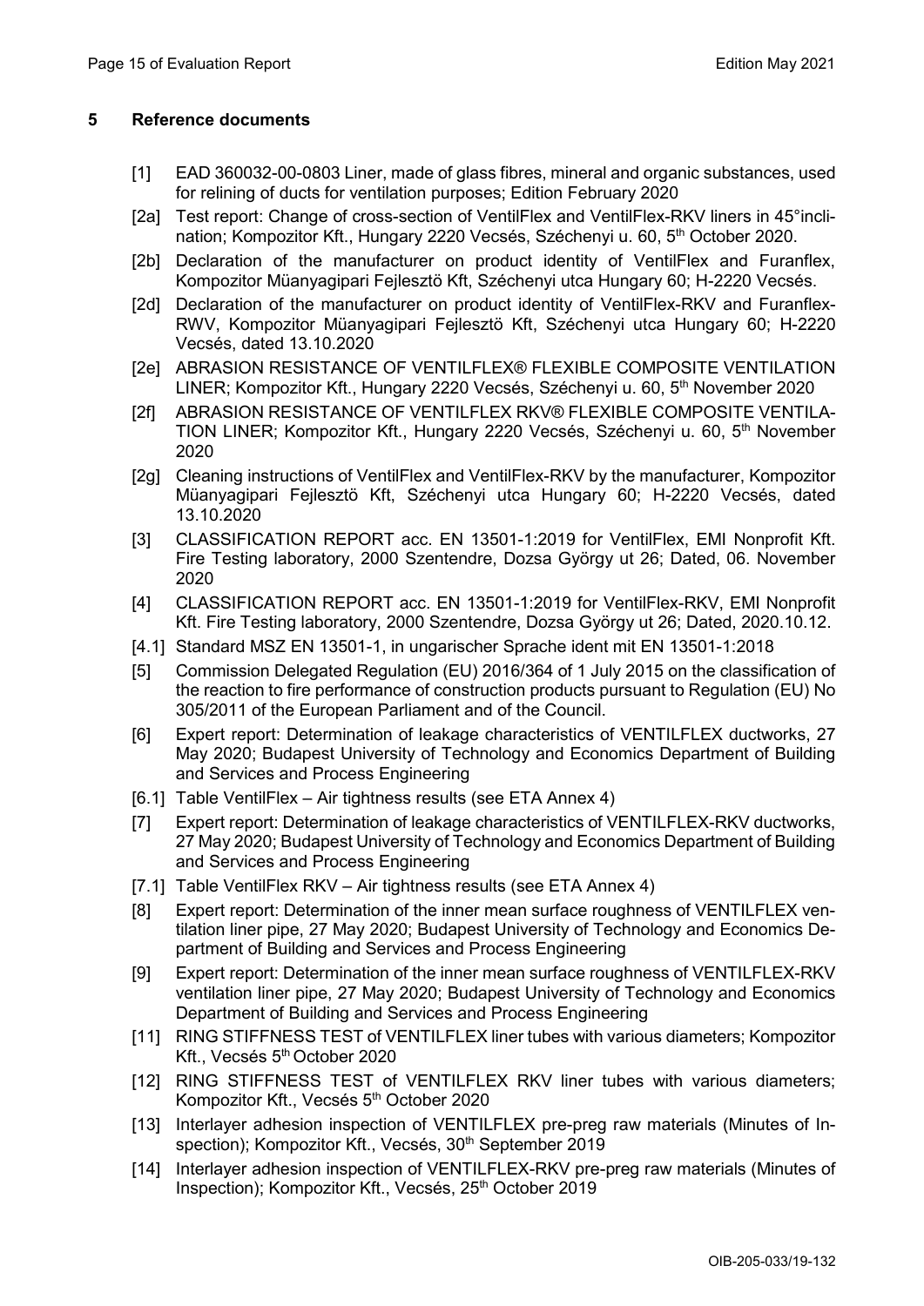## 5 Reference documents

[1] EAD 360032-00-0803 Liner, made of glass fibres, mineral and organic substances, used for relining of ducts for ventilation purposes; Edition February 2020

[2a] Test report: Change of cross-section of VentilFlex and VentilFlex-RKV liners in 45°inclination; Kompozitor Kft., Hungary 2220 Vecsés, Széchenyi u. 60, 5th October 2020.

[2b] Declaration of the manufacturer on product identity of VentilFlex and Furanflex, Kompozitor Müanyagipari Fejlesztö Kft, Széchenyi utca Hungary 60; H-2220 Vecsés.

[2d] Declaration of the manufacturer on product identity of VentilFlex-RKV and Furanflex-RWV, Kompozitor Müanyagipari Fejlesztö Kft, Széchenyi utca Hungary 60; H-2220 Vecsés, dated 13.10.2020

[2e] ABRASION RESISTANCE OF VENTILFLEX® FLEXIBLE COMPOSITE VENTILATION LINER; Kompozitor Kft., Hungary 2220 Vecsés, Széchenyi u. 60, 5th November 2020

[2f] ABRASION RESISTANCE OF VENTILFLEX RKV® FLEXIBLE COMPOSITE VENTILATION LINER; Kompozitor Kft., Hungary 2220 Vecsés, Széchenyi u. 60, 5th November 2020

[2g] Cleaning instructions of VentilFlex and VentilFlex-RKV by the manufacturer, Kompozitor Müanyagipari Fejlesztö Kft, Széchenyi utca Hungary 60; H-2220 Vecsés, dated 13.10.2020

[3] CLASSIFICATION REPORT acc. EN 13501-1:2019 for VentilFlex, EMI Nonprofit Kft. Fire Testing laboratory, 2000 Szentendre, Dozsa György ut 26; Dated, 06. November 2020

[4] CLASSIFICATION REPORT acc. EN 13501-1:2019 for VentilFlex-RKV, EMI Nonprofit Kft. Fire Testing laboratory, 2000 Szentendre, Dozsa György ut 26; Dated, 2020.10.12.

[4.1] Standard MSZ EN 13501-1, in ungarischer Sprache ident mit EN 13501-1:2018

[5] Commission Delegated Regulation (EU) 2016/364 of 1 July 2015 on the classification of the reaction to fire performance of construction products pursuant to Regulation (EU) No 305/2011 of the European Parliament and of the Council.

[6] Expert report: Determination of leakage characteristics of VENTILFLEX ductworks, 27 May 2020; Budapest University of Technology and Economics Department of Building and Services and Process Engineering

[6.1] Table VentilFlex – Air tightness results (see ETA Annex 4)

[7] Expert report: Determination of leakage characteristics of VENTILFLEX-RKV ductworks, 27 May 2020; Budapest University of Technology and Economics Department of Building and Services and Process Engineering

[7.1] Table VentilFlex RKV – Air tightness results (see ETA Annex 4)

[8] Expert report: Determination of the inner mean surface roughness of VENTILFLEX ventilation liner pipe, 27 May 2020; Budapest University of Technology and Economics Department of Building and Services and Process Engineering

[9] Expert report: Determination of the inner mean surface roughness of VENTILFLEX-RKV ventilation liner pipe, 27 May 2020; Budapest University of Technology and Economics Department of Building and Services and Process Engineering

[11] RING STIFFNESS TEST of VENTILFLEX liner tubes with various diameters; Kompozitor Kft., Vecsés 5th October 2020

[12] RING STIFFNESS TEST of VENTILFLEX RKV liner tubes with various diameters; Kompozitor Kft., Vecsés 5th October 2020

[13] Interlayer adhesion inspection of VENTILFLEX pre-preg raw materials (Minutes of Inspection); Kompozitor Kft., Vecsés, 30th September 2019

[14] Interlayer adhesion inspection of VENTILFLEX-RKV pre-preg raw materials (Minutes of Inspection); Kompozitor Kft., Vecsés, 25th October 2019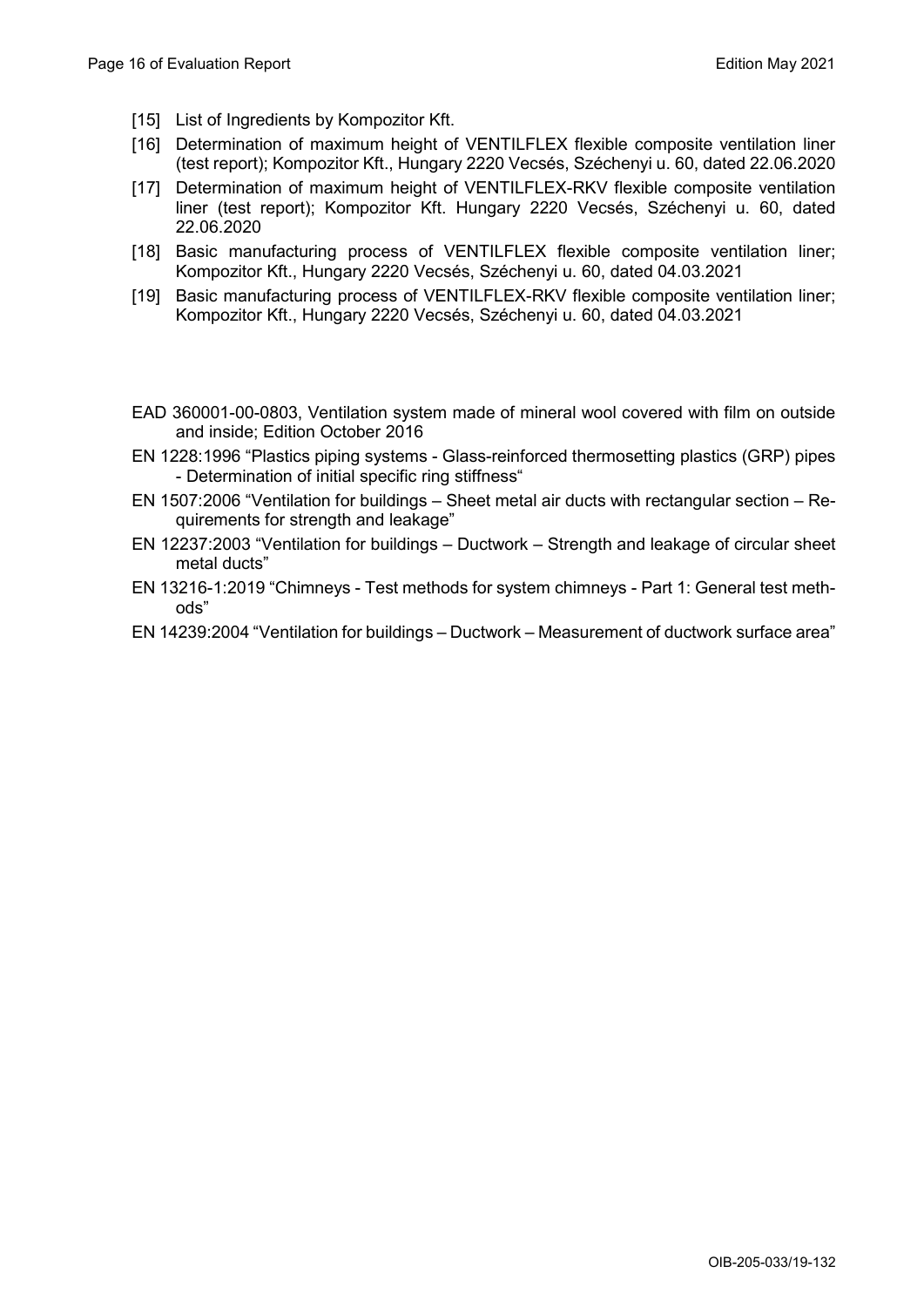[15] List of Ingredients by Kompozitor Kft.

[16] Determination of maximum height of VENTILFLEX flexible composite ventilation liner (test report); Kompozitor Kft., Hungary 2220 Vecsés, Széchenyi u. 60, dated 22.06.2020

[17] Determination of maximum height of VENTILFLEX-RKV flexible composite ventilation liner (test report); Kompozitor Kft. Hungary 2220 Vecsés, Széchenyi u. 60, dated 22.06.2020

[18] Basic manufacturing process of VENTILFLEX flexible composite ventilation liner; Kompozitor Kft., Hungary 2220 Vecsés, Széchenyi u. 60, dated 04.03.2021

[19] Basic manufacturing process of VENTILFLEX-RKV flexible composite ventilation liner; Kompozitor Kft., Hungary 2220 Vecsés, Széchenyi u. 60, dated 04.03.2021

EAD 360001-00-0803, Ventilation system made of mineral wool covered with film on outside and inside; Edition October 2016

EN 1228:1996 "Plastics piping systems - Glass-reinforced thermosetting plastics (GRP) pipes - Determination of initial specific ring stiffness"

EN 1507:2006 "Ventilation for buildings – Sheet metal air ducts with rectangular section – Requirements for strength and leakage"

EN 12237:2003 "Ventilation for buildings – Ductwork – Strength and leakage of circular sheet metal ducts"

EN 13216-1:2019 "Chimneys - Test methods for system chimneys - Part 1: General test methods"

EN 14239:2004 "Ventilation for buildings – Ductwork – Measurement of ductwork surface area"